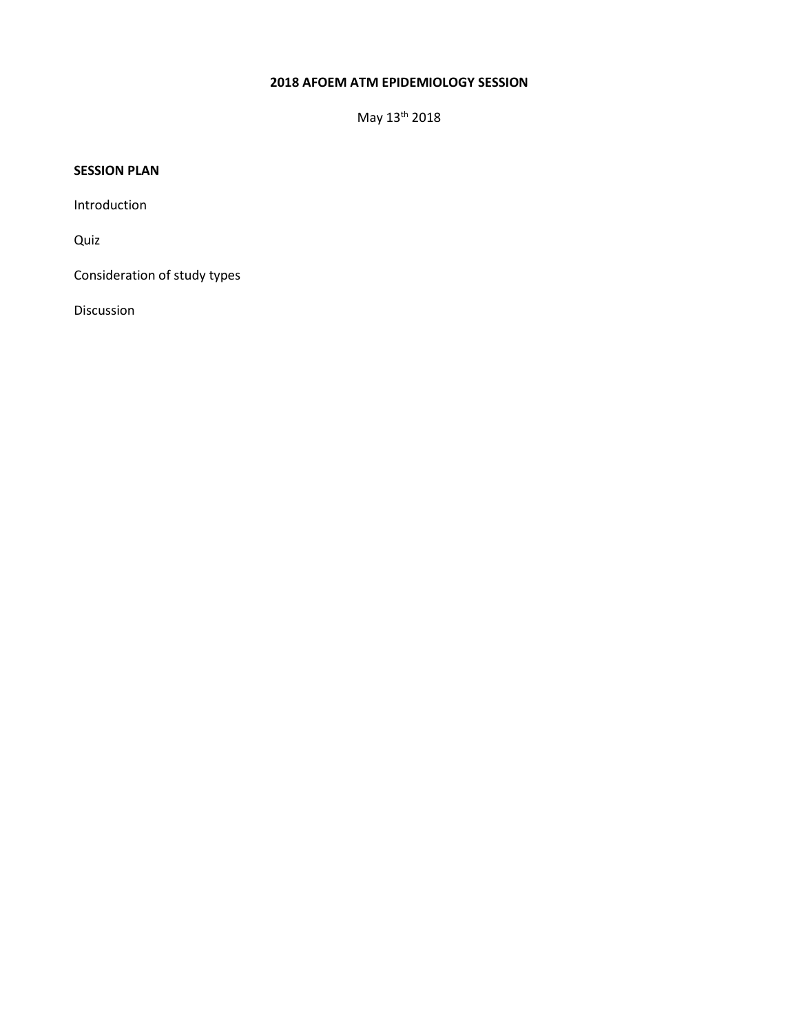# 2018 AFOEM ATM EPIDEMIOLOGY SESSION

May 13th 2018

**SESSION PLAN**

Introduction

Quiz

Consideration of study types

Discussion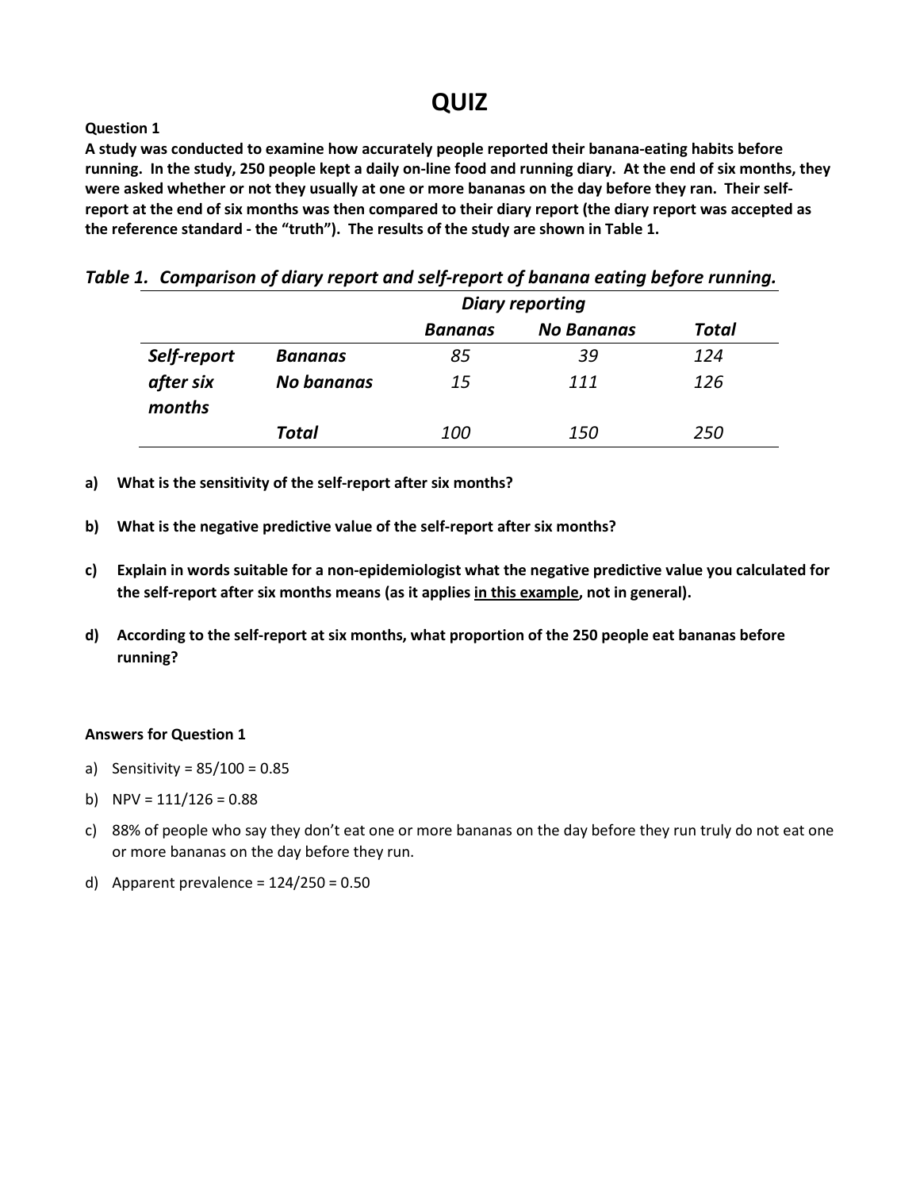# QUIZ

**Question 1**

**A study was conducted to examine how accurately people reported their banana-eating habits before running. In the study, 250 people kept a daily on-line food and running diary. At the end of six months, they were asked whether or not they usually at one or more bananas on the day before they ran. Their self-report at the end of six months was then compared to their diary report (the diary report was accepted as the reference standard - the "truth"). The results of the study are shown in Table 1.**

***Table 1. Comparison of diary report and self-report of banana eating before running.***

| | | ***Diary reporting*** | | |
|---|---|---|---|---|
| | | ***Bananas*** | ***No Bananas*** | ***Total*** |
| ***Self-report after six months*** | ***Bananas*** | *85* | *39* | *124* |
| | ***No bananas*** | *15* | *111* | *126* |
| | ***Total*** | *100* | *150* | *250* |

**a) What is the sensitivity of the self-report after six months?**

**b) What is the negative predictive value of the self-report after six months?**

**c) Explain in words suitable for a non-epidemiologist what the negative predictive value you calculated for the self-report after six months means (as it applies <u>in this example</u>, not in general).**

**d) According to the self-report at six months, what proportion of the 250 people eat bananas before running?**

**Answers for Question 1**

a) Sensitivity = 85/100 = 0.85

b) NPV = 111/126 = 0.88

c) 88% of people who say they don't eat one or more bananas on the day before they run truly do not eat one or more bananas on the day before they run.

d) Apparent prevalence = 124/250 = 0.50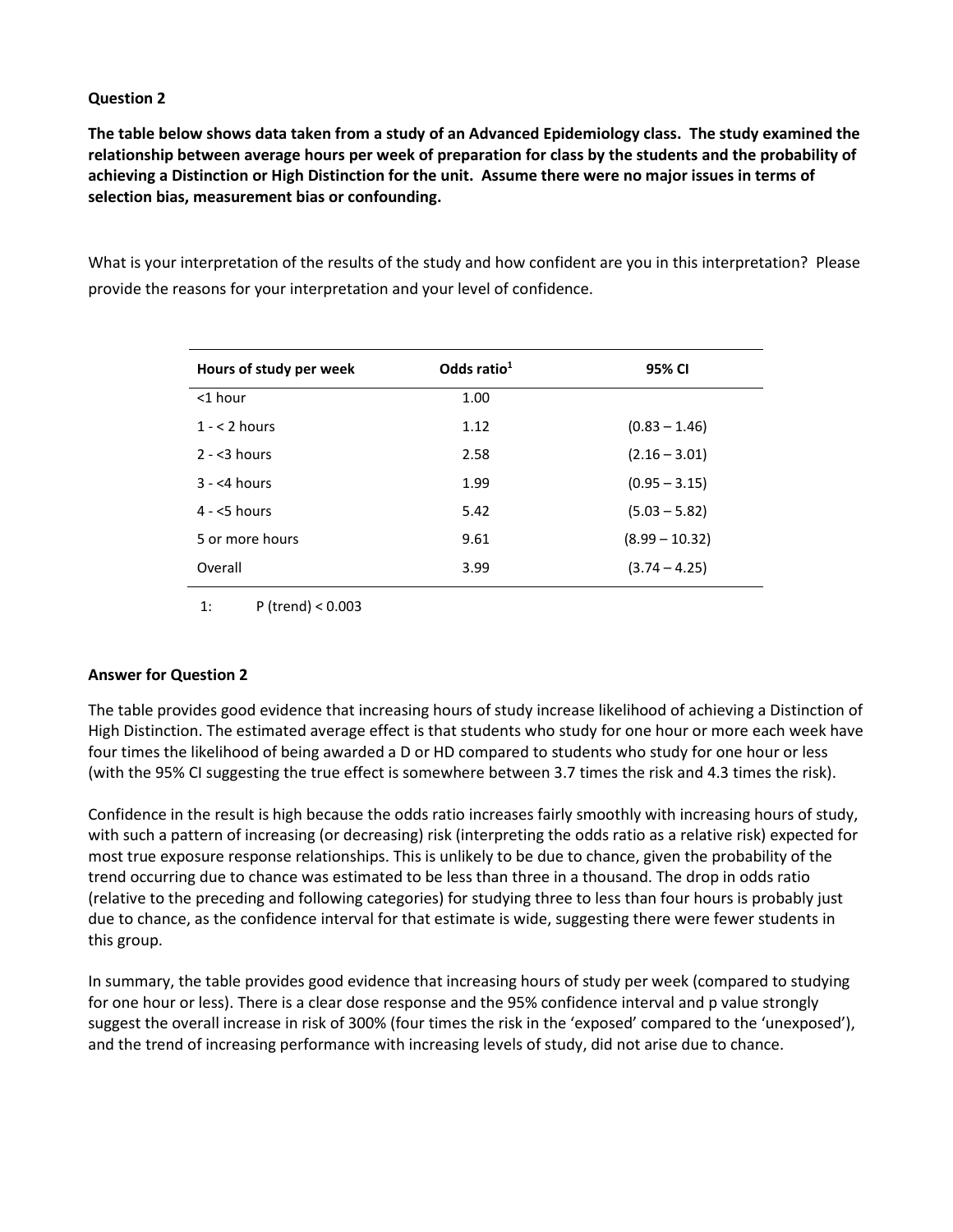**Question 2**

**The table below shows data taken from a study of an Advanced Epidemiology class. The study examined the relationship between average hours per week of preparation for class by the students and the probability of achieving a Distinction or High Distinction for the unit. Assume there were no major issues in terms of selection bias, measurement bias or confounding.**

What is your interpretation of the results of the study and how confident are you in this interpretation? Please provide the reasons for your interpretation and your level of confidence.

| Hours of study per week | Odds ratio[1] | 95% CI |
|---|---|---|
| <1 hour | 1.00 | |
| 1 - < 2 hours | 1.12 | (0.83 – 1.46) |
| 2 - <3 hours | 2.58 | (2.16 – 3.01) |
| 3 - <4 hours | 1.99 | (0.95 – 3.15) |
| 4 - <5 hours | 5.42 | (5.03 – 5.82) |
| 5 or more hours | 9.61 | (8.99 – 10.32) |
| Overall | 3.99 | (3.74 – 4.25) |

1: P (trend) < 0.003

**Answer for Question 2**

The table provides good evidence that increasing hours of study increase likelihood of achieving a Distinction of High Distinction. The estimated average effect is that students who study for one hour or more each week have four times the likelihood of being awarded a D or HD compared to students who study for one hour or less (with the 95% CI suggesting the true effect is somewhere between 3.7 times the risk and 4.3 times the risk).

Confidence in the result is high because the odds ratio increases fairly smoothly with increasing hours of study, with such a pattern of increasing (or decreasing) risk (interpreting the odds ratio as a relative risk) expected for most true exposure response relationships. This is unlikely to be due to chance, given the probability of the trend occurring due to chance was estimated to be less than three in a thousand. The drop in odds ratio (relative to the preceding and following categories) for studying three to less than four hours is probably just due to chance, as the confidence interval for that estimate is wide, suggesting there were fewer students in this group.

In summary, the table provides good evidence that increasing hours of study per week (compared to studying for one hour or less). There is a clear dose response and the 95% confidence interval and p value strongly suggest the overall increase in risk of 300% (four times the risk in the 'exposed' compared to the 'unexposed'), and the trend of increasing performance with increasing levels of study, did not arise due to chance.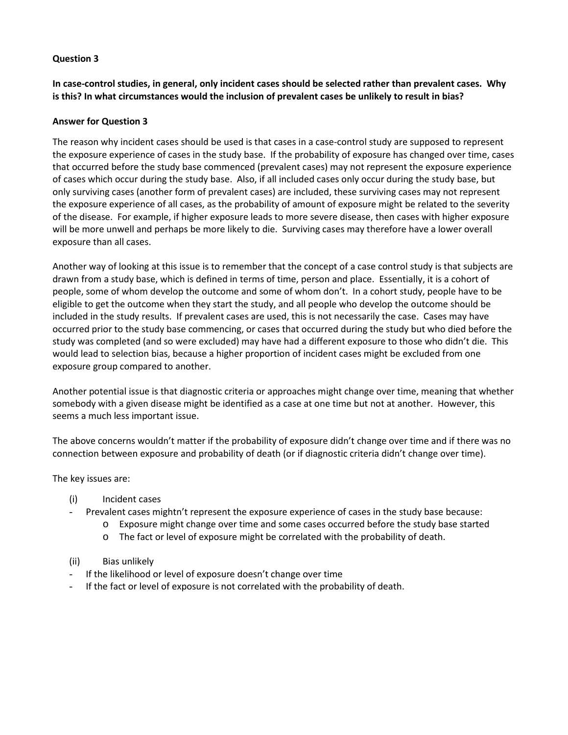**Question 3**

**In case-control studies, in general, only incident cases should be selected rather than prevalent cases. Why is this? In what circumstances would the inclusion of prevalent cases be unlikely to result in bias?**

**Answer for Question 3**

The reason why incident cases should be used is that cases in a case-control study are supposed to represent the exposure experience of cases in the study base. If the probability of exposure has changed over time, cases that occurred before the study base commenced (prevalent cases) may not represent the exposure experience of cases which occur during the study base. Also, if all included cases only occur during the study base, but only surviving cases (another form of prevalent cases) are included, these surviving cases may not represent the exposure experience of all cases, as the probability of amount of exposure might be related to the severity of the disease. For example, if higher exposure leads to more severe disease, then cases with higher exposure will be more unwell and perhaps be more likely to die. Surviving cases may therefore have a lower overall exposure than all cases.

Another way of looking at this issue is to remember that the concept of a case control study is that subjects are drawn from a study base, which is defined in terms of time, person and place. Essentially, it is a cohort of people, some of whom develop the outcome and some of whom don't. In a cohort study, people have to be eligible to get the outcome when they start the study, and all people who develop the outcome should be included in the study results. If prevalent cases are used, this is not necessarily the case. Cases may have occurred prior to the study base commencing, or cases that occurred during the study but who died before the study was completed (and so were excluded) may have had a different exposure to those who didn't die. This would lead to selection bias, because a higher proportion of incident cases might be excluded from one exposure group compared to another.

Another potential issue is that diagnostic criteria or approaches might change over time, meaning that whether somebody with a given disease might be identified as a case at one time but not at another. However, this seems a much less important issue.

The above concerns wouldn't matter if the probability of exposure didn't change over time and if there was no connection between exposure and probability of death (or if diagnostic criteria didn't change over time).

The key issues are:

(i) Incident cases

- Prevalent cases mightn't represent the exposure experience of cases in the study base because:
  - Exposure might change over time and some cases occurred before the study base started
  - The fact or level of exposure might be correlated with the probability of death.

(ii) Bias unlikely

- If the likelihood or level of exposure doesn't change over time
- If the fact or level of exposure is not correlated with the probability of death.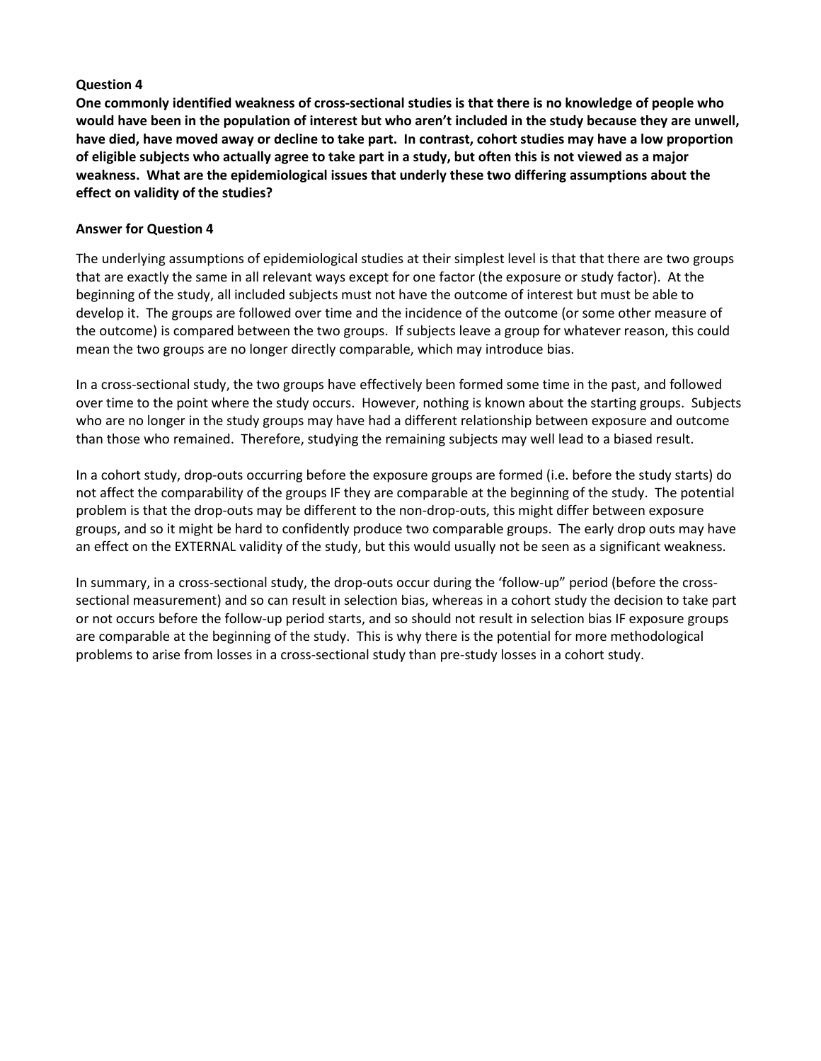**Question 4**

**One commonly identified weakness of cross-sectional studies is that there is no knowledge of people who would have been in the population of interest but who aren't included in the study because they are unwell, have died, have moved away or decline to take part. In contrast, cohort studies may have a low proportion of eligible subjects who actually agree to take part in a study, but often this is not viewed as a major weakness. What are the epidemiological issues that underly these two differing assumptions about the effect on validity of the studies?**

**Answer for Question 4**

The underlying assumptions of epidemiological studies at their simplest level is that that there are two groups that are exactly the same in all relevant ways except for one factor (the exposure or study factor). At the beginning of the study, all included subjects must not have the outcome of interest but must be able to develop it. The groups are followed over time and the incidence of the outcome (or some other measure of the outcome) is compared between the two groups. If subjects leave a group for whatever reason, this could mean the two groups are no longer directly comparable, which may introduce bias.

In a cross-sectional study, the two groups have effectively been formed some time in the past, and followed over time to the point where the study occurs. However, nothing is known about the starting groups. Subjects who are no longer in the study groups may have had a different relationship between exposure and outcome than those who remained. Therefore, studying the remaining subjects may well lead to a biased result.

In a cohort study, drop-outs occurring before the exposure groups are formed (i.e. before the study starts) do not affect the comparability of the groups IF they are comparable at the beginning of the study. The potential problem is that the drop-outs may be different to the non-drop-outs, this might differ between exposure groups, and so it might be hard to confidently produce two comparable groups. The early drop outs may have an effect on the EXTERNAL validity of the study, but this would usually not be seen as a significant weakness.

In summary, in a cross-sectional study, the drop-outs occur during the 'follow-up" period (before the cross-sectional measurement) and so can result in selection bias, whereas in a cohort study the decision to take part or not occurs before the follow-up period starts, and so should not result in selection bias IF exposure groups are comparable at the beginning of the study. This is why there is the potential for more methodological problems to arise from losses in a cross-sectional study than pre-study losses in a cohort study.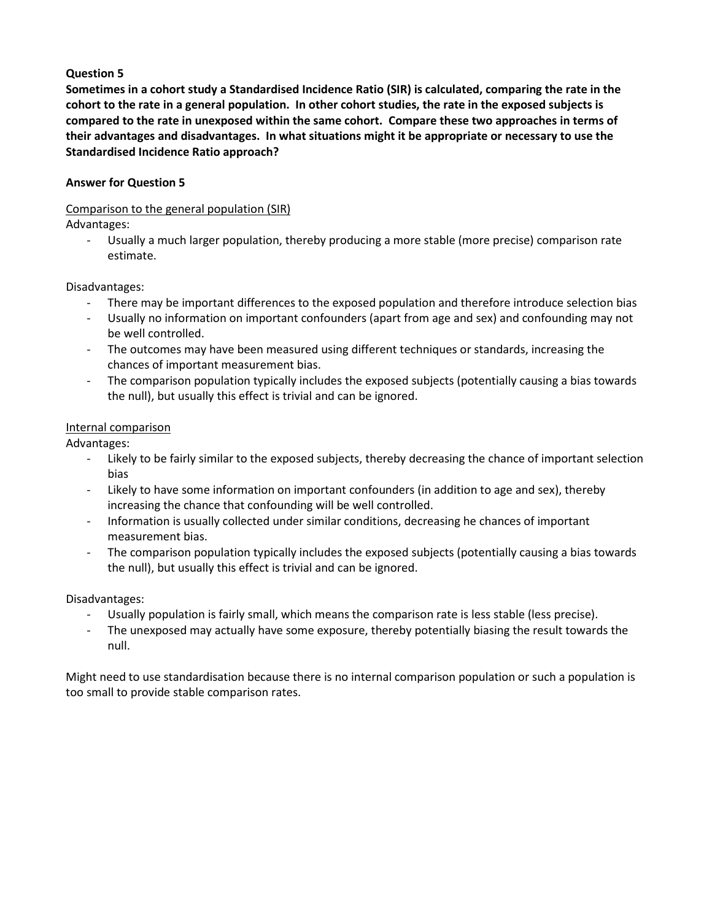**Question 5**

**Sometimes in a cohort study a Standardised Incidence Ratio (SIR) is calculated, comparing the rate in the cohort to the rate in a general population. In other cohort studies, the rate in the exposed subjects is compared to the rate in unexposed within the same cohort. Compare these two approaches in terms of their advantages and disadvantages. In what situations might it be appropriate or necessary to use the Standardised Incidence Ratio approach?**

**Answer for Question 5**

<u>Comparison to the general population (SIR)</u>

Advantages:

- Usually a much larger population, thereby producing a more stable (more precise) comparison rate estimate.

Disadvantages:

- There may be important differences to the exposed population and therefore introduce selection bias
- Usually no information on important confounders (apart from age and sex) and confounding may not be well controlled.
- The outcomes may have been measured using different techniques or standards, increasing the chances of important measurement bias.
- The comparison population typically includes the exposed subjects (potentially causing a bias towards the null), but usually this effect is trivial and can be ignored.

<u>Internal comparison</u>

Advantages:

- Likely to be fairly similar to the exposed subjects, thereby decreasing the chance of important selection bias
- Likely to have some information on important confounders (in addition to age and sex), thereby increasing the chance that confounding will be well controlled.
- Information is usually collected under similar conditions, decreasing he chances of important measurement bias.
- The comparison population typically includes the exposed subjects (potentially causing a bias towards the null), but usually this effect is trivial and can be ignored.

Disadvantages:

- Usually population is fairly small, which means the comparison rate is less stable (less precise).
- The unexposed may actually have some exposure, thereby potentially biasing the result towards the null.

Might need to use standardisation because there is no internal comparison population or such a population is too small to provide stable comparison rates.